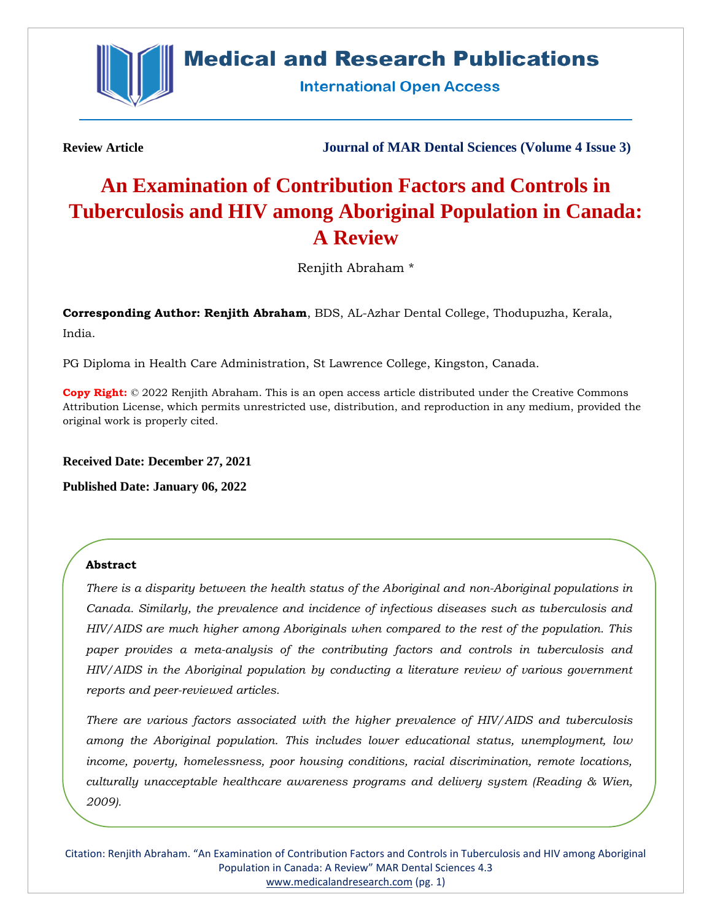**Review Article** **Journal of MAR Dental Sciences (Volume 4 Issue 3)**

# An Examination of Contribution Factors and Controls in Tuberculosis and HIV among Aboriginal Population in Canada: A Review

Renjith Abraham *

**Corresponding Author: Renjith Abraham**, BDS, AL-Azhar Dental College, Thodupuzha, Kerala, India.

PG Diploma in Health Care Administration, St Lawrence College, Kingston, Canada.

**Copy Right:** © 2022 Renjith Abraham. This is an open access article distributed under the Creative Commons Attribution License, which permits unrestricted use, distribution, and reproduction in any medium, provided the original work is properly cited.

**Received Date: December 27, 2021**

**Published Date: January 06, 2022**

### Abstract

*There is a disparity between the health status of the Aboriginal and non-Aboriginal populations in Canada. Similarly, the prevalence and incidence of infectious diseases such as tuberculosis and HIV/AIDS are much higher among Aboriginals when compared to the rest of the population. This paper provides a meta-analysis of the contributing factors and controls in tuberculosis and HIV/AIDS in the Aboriginal population by conducting a literature review of various government reports and peer-reviewed articles.*

*There are various factors associated with the higher prevalence of HIV/AIDS and tuberculosis among the Aboriginal population. This includes lower educational status, unemployment, low income, poverty, homelessness, poor housing conditions, racial discrimination, remote locations, culturally unacceptable healthcare awareness programs and delivery system (Reading & Wien, 2009).*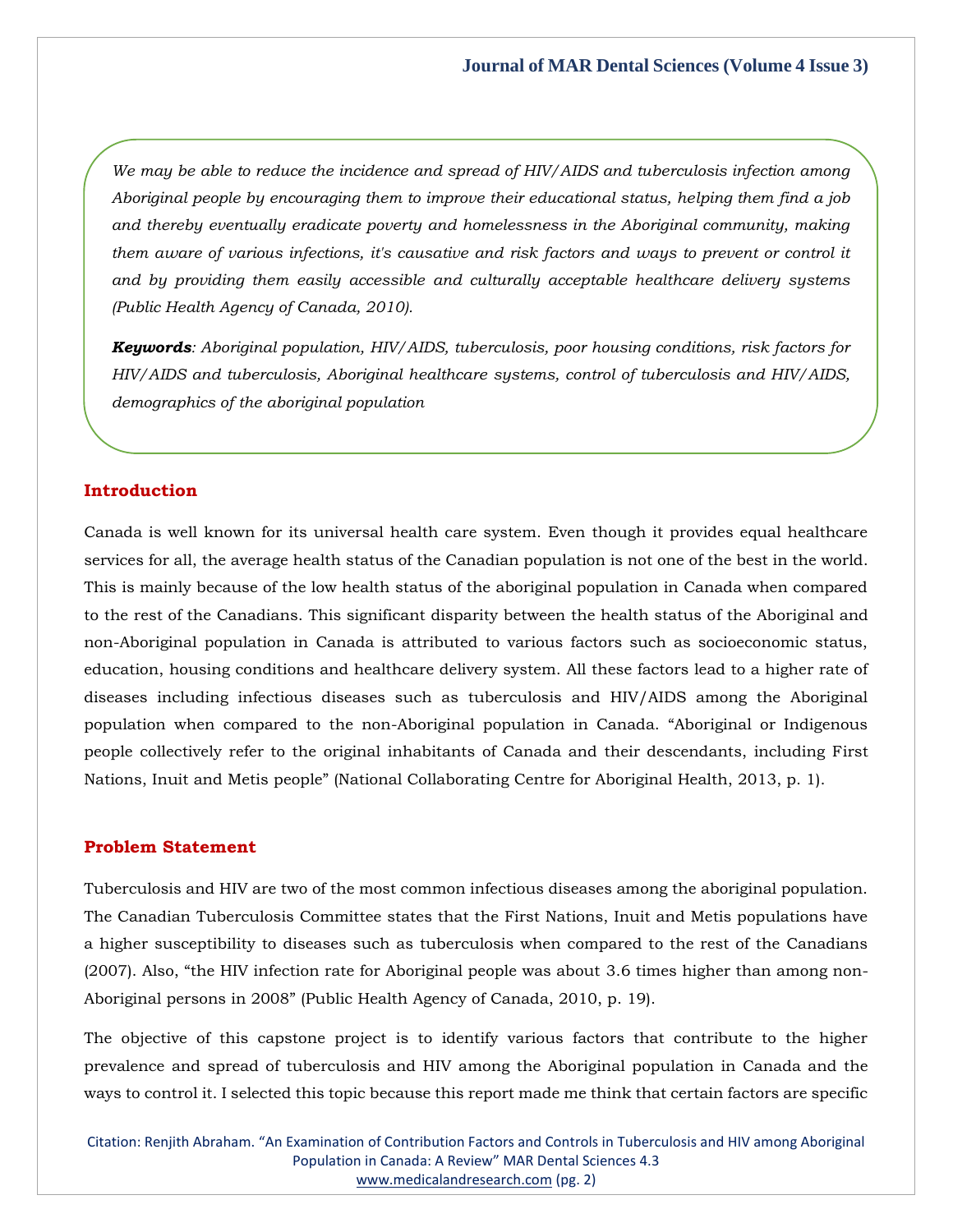*We may be able to reduce the incidence and spread of HIV/AIDS and tuberculosis infection among Aboriginal people by encouraging them to improve their educational status, helping them find a job and thereby eventually eradicate poverty and homelessness in the Aboriginal community, making them aware of various infections, it's causative and risk factors and ways to prevent or control it and by providing them easily accessible and culturally acceptable healthcare delivery systems (Public Health Agency of Canada, 2010).*

***Keywords**: Aboriginal population, HIV/AIDS, tuberculosis, poor housing conditions, risk factors for HIV/AIDS and tuberculosis, Aboriginal healthcare systems, control of tuberculosis and HIV/AIDS, demographics of the aboriginal population*

## Introduction

Canada is well known for its universal health care system. Even though it provides equal healthcare services for all, the average health status of the Canadian population is not one of the best in the world. This is mainly because of the low health status of the aboriginal population in Canada when compared to the rest of the Canadians. This significant disparity between the health status of the Aboriginal and non-Aboriginal population in Canada is attributed to various factors such as socioeconomic status, education, housing conditions and healthcare delivery system. All these factors lead to a higher rate of diseases including infectious diseases such as tuberculosis and HIV/AIDS among the Aboriginal population when compared to the non-Aboriginal population in Canada. "Aboriginal or Indigenous people collectively refer to the original inhabitants of Canada and their descendants, including First Nations, Inuit and Metis people" (National Collaborating Centre for Aboriginal Health, 2013, p. 1).

## Problem Statement

Tuberculosis and HIV are two of the most common infectious diseases among the aboriginal population. The Canadian Tuberculosis Committee states that the First Nations, Inuit and Metis populations have a higher susceptibility to diseases such as tuberculosis when compared to the rest of the Canadians (2007). Also, "the HIV infection rate for Aboriginal people was about 3.6 times higher than among non-Aboriginal persons in 2008" (Public Health Agency of Canada, 2010, p. 19).

The objective of this capstone project is to identify various factors that contribute to the higher prevalence and spread of tuberculosis and HIV among the Aboriginal population in Canada and the ways to control it. I selected this topic because this report made me think that certain factors are specific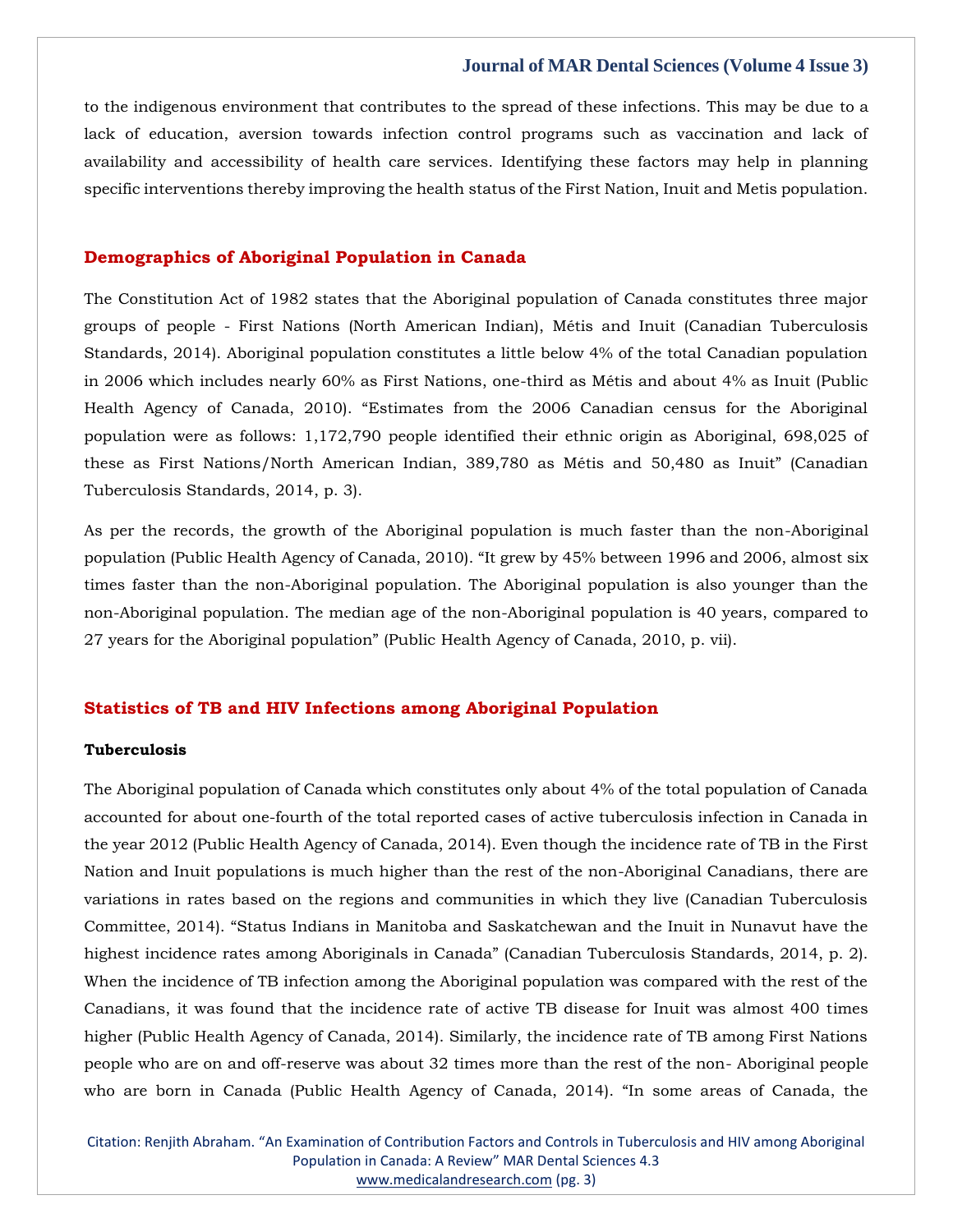to the indigenous environment that contributes to the spread of these infections. This may be due to a lack of education, aversion towards infection control programs such as vaccination and lack of availability and accessibility of health care services. Identifying these factors may help in planning specific interventions thereby improving the health status of the First Nation, Inuit and Metis population.

## Demographics of Aboriginal Population in Canada

The Constitution Act of 1982 states that the Aboriginal population of Canada constitutes three major groups of people - First Nations (North American Indian), Métis and Inuit (Canadian Tuberculosis Standards, 2014). Aboriginal population constitutes a little below 4% of the total Canadian population in 2006 which includes nearly 60% as First Nations, one-third as Métis and about 4% as Inuit (Public Health Agency of Canada, 2010). "Estimates from the 2006 Canadian census for the Aboriginal population were as follows: 1,172,790 people identified their ethnic origin as Aboriginal, 698,025 of these as First Nations/North American Indian, 389,780 as Métis and 50,480 as Inuit" (Canadian Tuberculosis Standards, 2014, p. 3).

As per the records, the growth of the Aboriginal population is much faster than the non-Aboriginal population (Public Health Agency of Canada, 2010). "It grew by 45% between 1996 and 2006, almost six times faster than the non-Aboriginal population. The Aboriginal population is also younger than the non-Aboriginal population. The median age of the non-Aboriginal population is 40 years, compared to 27 years for the Aboriginal population" (Public Health Agency of Canada, 2010, p. vii).

## Statistics of TB and HIV Infections among Aboriginal Population

### Tuberculosis

The Aboriginal population of Canada which constitutes only about 4% of the total population of Canada accounted for about one-fourth of the total reported cases of active tuberculosis infection in Canada in the year 2012 (Public Health Agency of Canada, 2014). Even though the incidence rate of TB in the First Nation and Inuit populations is much higher than the rest of the non-Aboriginal Canadians, there are variations in rates based on the regions and communities in which they live (Canadian Tuberculosis Committee, 2014). "Status Indians in Manitoba and Saskatchewan and the Inuit in Nunavut have the highest incidence rates among Aboriginals in Canada" (Canadian Tuberculosis Standards, 2014, p. 2). When the incidence of TB infection among the Aboriginal population was compared with the rest of the Canadians, it was found that the incidence rate of active TB disease for Inuit was almost 400 times higher (Public Health Agency of Canada, 2014). Similarly, the incidence rate of TB among First Nations people who are on and off-reserve was about 32 times more than the rest of the non- Aboriginal people who are born in Canada (Public Health Agency of Canada, 2014). "In some areas of Canada, the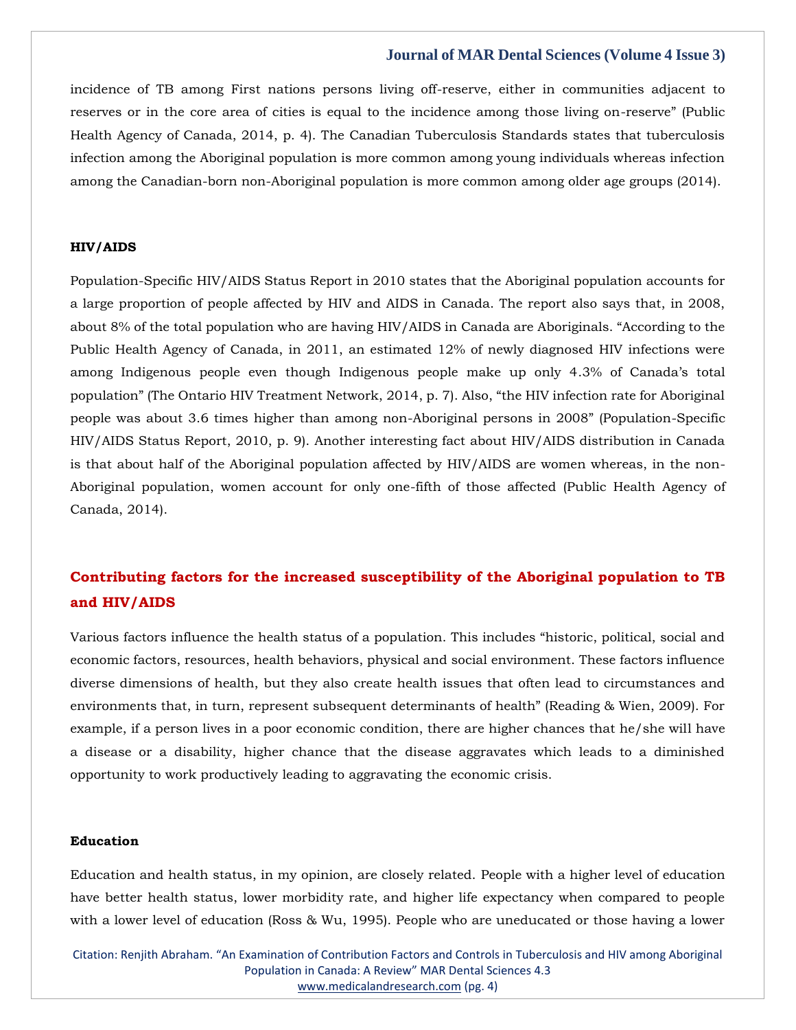incidence of TB among First nations persons living off-reserve, either in communities adjacent to reserves or in the core area of cities is equal to the incidence among those living on-reserve" (Public Health Agency of Canada, 2014, p. 4). The Canadian Tuberculosis Standards states that tuberculosis infection among the Aboriginal population is more common among young individuals whereas infection among the Canadian-born non-Aboriginal population is more common among older age groups (2014).

### HIV/AIDS

Population-Specific HIV/AIDS Status Report in 2010 states that the Aboriginal population accounts for a large proportion of people affected by HIV and AIDS in Canada. The report also says that, in 2008, about 8% of the total population who are having HIV/AIDS in Canada are Aboriginals. "According to the Public Health Agency of Canada, in 2011, an estimated 12% of newly diagnosed HIV infections were among Indigenous people even though Indigenous people make up only 4.3% of Canada's total population" (The Ontario HIV Treatment Network, 2014, p. 7). Also, "the HIV infection rate for Aboriginal people was about 3.6 times higher than among non-Aboriginal persons in 2008" (Population-Specific HIV/AIDS Status Report, 2010, p. 9). Another interesting fact about HIV/AIDS distribution in Canada is that about half of the Aboriginal population affected by HIV/AIDS are women whereas, in the non-Aboriginal population, women account for only one-fifth of those affected (Public Health Agency of Canada, 2014).

## Contributing factors for the increased susceptibility of the Aboriginal population to TB and HIV/AIDS

Various factors influence the health status of a population. This includes "historic, political, social and economic factors, resources, health behaviors, physical and social environment. These factors influence diverse dimensions of health, but they also create health issues that often lead to circumstances and environments that, in turn, represent subsequent determinants of health" (Reading & Wien, 2009). For example, if a person lives in a poor economic condition, there are higher chances that he/she will have a disease or a disability, higher chance that the disease aggravates which leads to a diminished opportunity to work productively leading to aggravating the economic crisis.

### Education

Education and health status, in my opinion, are closely related. People with a higher level of education have better health status, lower morbidity rate, and higher life expectancy when compared to people with a lower level of education (Ross & Wu, 1995). People who are uneducated or those having a lower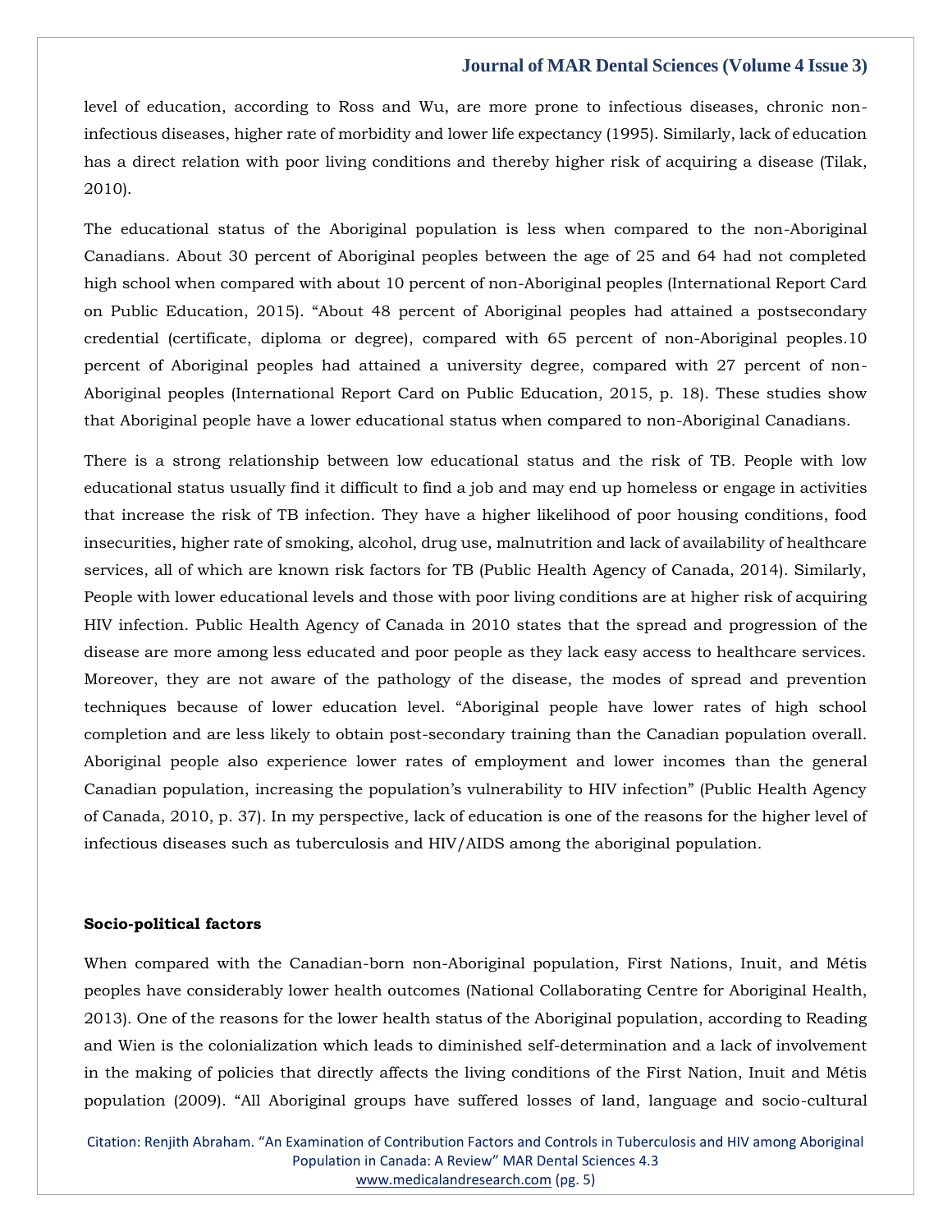level of education, according to Ross and Wu, are more prone to infectious diseases, chronic non-infectious diseases, higher rate of morbidity and lower life expectancy (1995). Similarly, lack of education has a direct relation with poor living conditions and thereby higher risk of acquiring a disease (Tilak, 2010).

The educational status of the Aboriginal population is less when compared to the non-Aboriginal Canadians. About 30 percent of Aboriginal peoples between the age of 25 and 64 had not completed high school when compared with about 10 percent of non-Aboriginal peoples (International Report Card on Public Education, 2015). "About 48 percent of Aboriginal peoples had attained a postsecondary credential (certificate, diploma or degree), compared with 65 percent of non-Aboriginal peoples.10 percent of Aboriginal peoples had attained a university degree, compared with 27 percent of non-Aboriginal peoples (International Report Card on Public Education, 2015, p. 18). These studies show that Aboriginal people have a lower educational status when compared to non-Aboriginal Canadians.

There is a strong relationship between low educational status and the risk of TB. People with low educational status usually find it difficult to find a job and may end up homeless or engage in activities that increase the risk of TB infection. They have a higher likelihood of poor housing conditions, food insecurities, higher rate of smoking, alcohol, drug use, malnutrition and lack of availability of healthcare services, all of which are known risk factors for TB (Public Health Agency of Canada, 2014). Similarly, People with lower educational levels and those with poor living conditions are at higher risk of acquiring HIV infection. Public Health Agency of Canada in 2010 states that the spread and progression of the disease are more among less educated and poor people as they lack easy access to healthcare services. Moreover, they are not aware of the pathology of the disease, the modes of spread and prevention techniques because of lower education level. "Aboriginal people have lower rates of high school completion and are less likely to obtain post-secondary training than the Canadian population overall. Aboriginal people also experience lower rates of employment and lower incomes than the general Canadian population, increasing the population's vulnerability to HIV infection" (Public Health Agency of Canada, 2010, p. 37). In my perspective, lack of education is one of the reasons for the higher level of infectious diseases such as tuberculosis and HIV/AIDS among the aboriginal population.

**Socio-political factors**

When compared with the Canadian-born non-Aboriginal population, First Nations, Inuit, and Métis peoples have considerably lower health outcomes (National Collaborating Centre for Aboriginal Health, 2013). One of the reasons for the lower health status of the Aboriginal population, according to Reading and Wien is the colonialization which leads to diminished self-determination and a lack of involvement in the making of policies that directly affects the living conditions of the First Nation, Inuit and Métis population (2009). "All Aboriginal groups have suffered losses of land, language and socio-cultural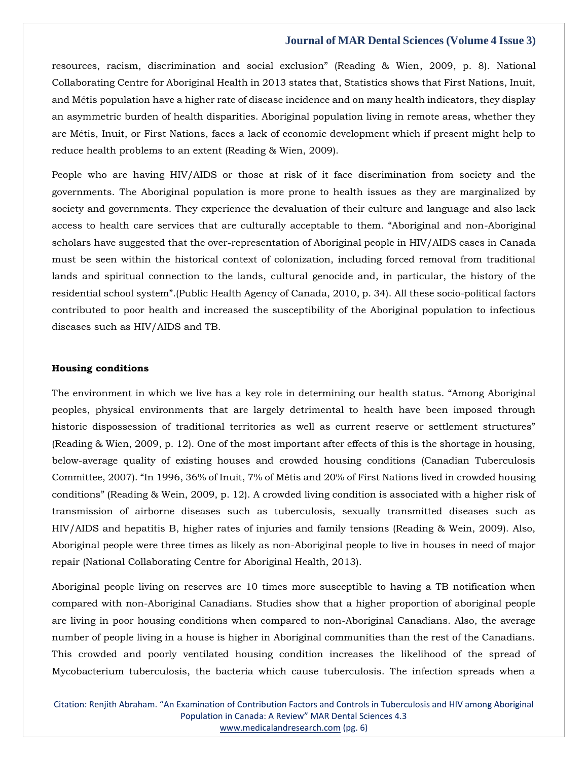resources, racism, discrimination and social exclusion" (Reading & Wien, 2009, p. 8). National Collaborating Centre for Aboriginal Health in 2013 states that, Statistics shows that First Nations, Inuit, and Métis population have a higher rate of disease incidence and on many health indicators, they display an asymmetric burden of health disparities. Aboriginal population living in remote areas, whether they are Métis, Inuit, or First Nations, faces a lack of economic development which if present might help to reduce health problems to an extent (Reading & Wien, 2009).

People who are having HIV/AIDS or those at risk of it face discrimination from society and the governments. The Aboriginal population is more prone to health issues as they are marginalized by society and governments. They experience the devaluation of their culture and language and also lack access to health care services that are culturally acceptable to them. "Aboriginal and non-Aboriginal scholars have suggested that the over-representation of Aboriginal people in HIV/AIDS cases in Canada must be seen within the historical context of colonization, including forced removal from traditional lands and spiritual connection to the lands, cultural genocide and, in particular, the history of the residential school system".(Public Health Agency of Canada, 2010, p. 34). All these socio-political factors contributed to poor health and increased the susceptibility of the Aboriginal population to infectious diseases such as HIV/AIDS and TB.

**Housing conditions**

The environment in which we live has a key role in determining our health status. "Among Aboriginal peoples, physical environments that are largely detrimental to health have been imposed through historic dispossession of traditional territories as well as current reserve or settlement structures" (Reading & Wien, 2009, p. 12). One of the most important after effects of this is the shortage in housing, below-average quality of existing houses and crowded housing conditions (Canadian Tuberculosis Committee, 2007). "In 1996, 36% of Inuit, 7% of Métis and 20% of First Nations lived in crowded housing conditions" (Reading & Wein, 2009, p. 12). A crowded living condition is associated with a higher risk of transmission of airborne diseases such as tuberculosis, sexually transmitted diseases such as HIV/AIDS and hepatitis B, higher rates of injuries and family tensions (Reading & Wein, 2009). Also, Aboriginal people were three times as likely as non-Aboriginal people to live in houses in need of major repair (National Collaborating Centre for Aboriginal Health, 2013).

Aboriginal people living on reserves are 10 times more susceptible to having a TB notification when compared with non-Aboriginal Canadians. Studies show that a higher proportion of aboriginal people are living in poor housing conditions when compared to non-Aboriginal Canadians. Also, the average number of people living in a house is higher in Aboriginal communities than the rest of the Canadians. This crowded and poorly ventilated housing condition increases the likelihood of the spread of Mycobacterium tuberculosis, the bacteria which cause tuberculosis. The infection spreads when a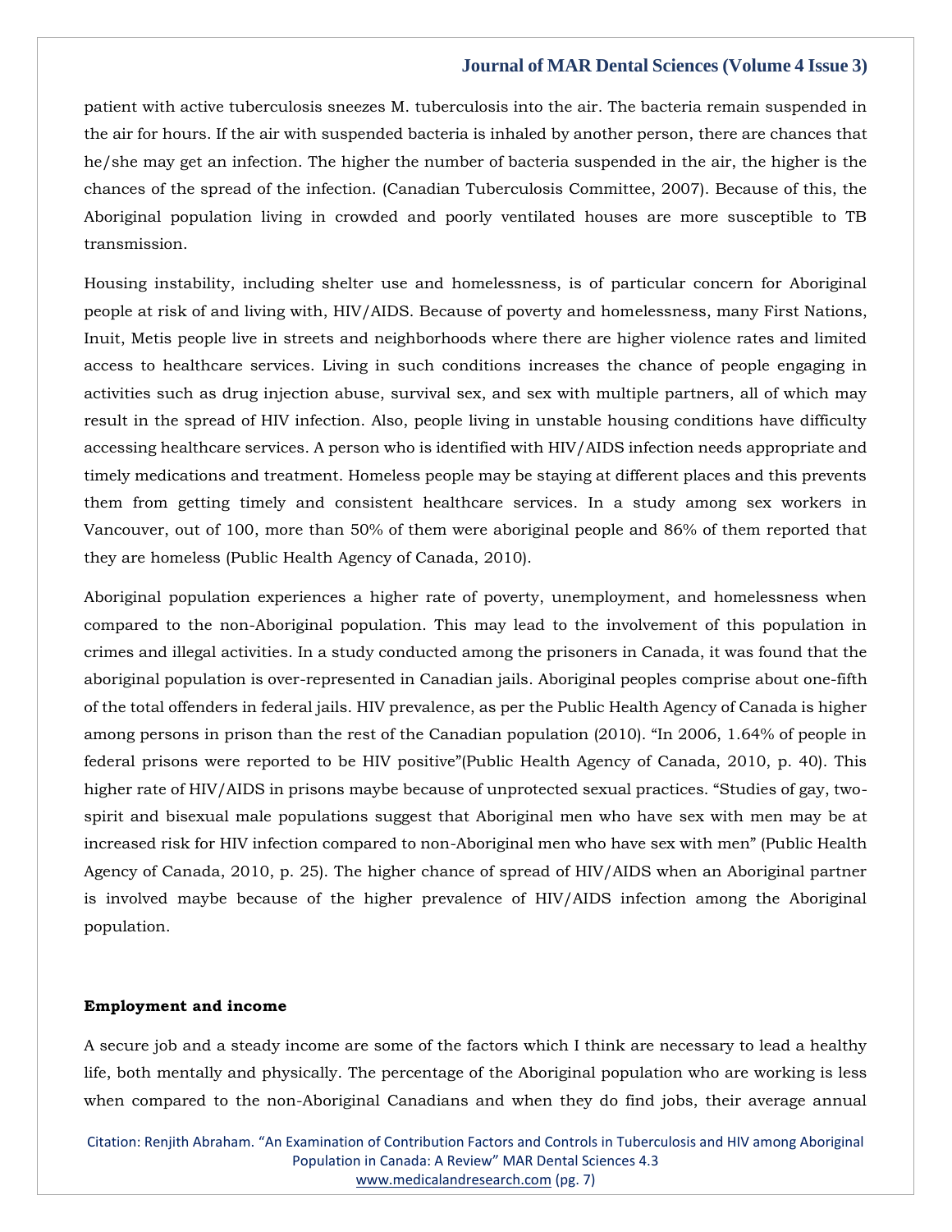patient with active tuberculosis sneezes M. tuberculosis into the air. The bacteria remain suspended in the air for hours. If the air with suspended bacteria is inhaled by another person, there are chances that he/she may get an infection. The higher the number of bacteria suspended in the air, the higher is the chances of the spread of the infection. (Canadian Tuberculosis Committee, 2007). Because of this, the Aboriginal population living in crowded and poorly ventilated houses are more susceptible to TB transmission.

Housing instability, including shelter use and homelessness, is of particular concern for Aboriginal people at risk of and living with, HIV/AIDS. Because of poverty and homelessness, many First Nations, Inuit, Metis people live in streets and neighborhoods where there are higher violence rates and limited access to healthcare services. Living in such conditions increases the chance of people engaging in activities such as drug injection abuse, survival sex, and sex with multiple partners, all of which may result in the spread of HIV infection. Also, people living in unstable housing conditions have difficulty accessing healthcare services. A person who is identified with HIV/AIDS infection needs appropriate and timely medications and treatment. Homeless people may be staying at different places and this prevents them from getting timely and consistent healthcare services. In a study among sex workers in Vancouver, out of 100, more than 50% of them were aboriginal people and 86% of them reported that they are homeless (Public Health Agency of Canada, 2010).

Aboriginal population experiences a higher rate of poverty, unemployment, and homelessness when compared to the non-Aboriginal population. This may lead to the involvement of this population in crimes and illegal activities. In a study conducted among the prisoners in Canada, it was found that the aboriginal population is over-represented in Canadian jails. Aboriginal peoples comprise about one-fifth of the total offenders in federal jails. HIV prevalence, as per the Public Health Agency of Canada is higher among persons in prison than the rest of the Canadian population (2010). "In 2006, 1.64% of people in federal prisons were reported to be HIV positive"(Public Health Agency of Canada, 2010, p. 40). This higher rate of HIV/AIDS in prisons maybe because of unprotected sexual practices. "Studies of gay, two-spirit and bisexual male populations suggest that Aboriginal men who have sex with men may be at increased risk for HIV infection compared to non-Aboriginal men who have sex with men" (Public Health Agency of Canada, 2010, p. 25). The higher chance of spread of HIV/AIDS when an Aboriginal partner is involved maybe because of the higher prevalence of HIV/AIDS infection among the Aboriginal population.

**Employment and income**

A secure job and a steady income are some of the factors which I think are necessary to lead a healthy life, both mentally and physically. The percentage of the Aboriginal population who are working is less when compared to the non-Aboriginal Canadians and when they do find jobs, their average annual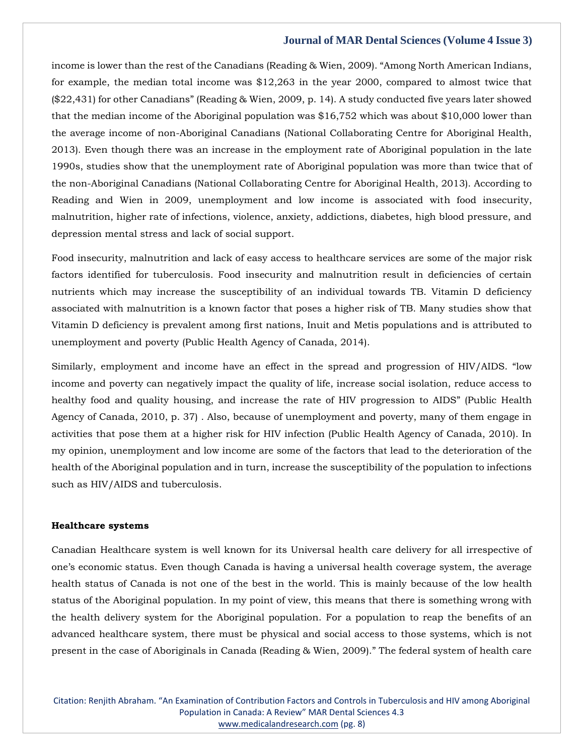income is lower than the rest of the Canadians (Reading & Wien, 2009). "Among North American Indians, for example, the median total income was $12,263 in the year 2000, compared to almost twice that ($22,431) for other Canadians" (Reading & Wien, 2009, p. 14). A study conducted five years later showed that the median income of the Aboriginal population was $16,752 which was about $10,000 lower than the average income of non-Aboriginal Canadians (National Collaborating Centre for Aboriginal Health, 2013). Even though there was an increase in the employment rate of Aboriginal population in the late 1990s, studies show that the unemployment rate of Aboriginal population was more than twice that of the non-Aboriginal Canadians (National Collaborating Centre for Aboriginal Health, 2013). According to Reading and Wien in 2009, unemployment and low income is associated with food insecurity, malnutrition, higher rate of infections, violence, anxiety, addictions, diabetes, high blood pressure, and depression mental stress and lack of social support.

Food insecurity, malnutrition and lack of easy access to healthcare services are some of the major risk factors identified for tuberculosis. Food insecurity and malnutrition result in deficiencies of certain nutrients which may increase the susceptibility of an individual towards TB. Vitamin D deficiency associated with malnutrition is a known factor that poses a higher risk of TB. Many studies show that Vitamin D deficiency is prevalent among first nations, Inuit and Metis populations and is attributed to unemployment and poverty (Public Health Agency of Canada, 2014).

Similarly, employment and income have an effect in the spread and progression of HIV/AIDS. "low income and poverty can negatively impact the quality of life, increase social isolation, reduce access to healthy food and quality housing, and increase the rate of HIV progression to AIDS" (Public Health Agency of Canada, 2010, p. 37) . Also, because of unemployment and poverty, many of them engage in activities that pose them at a higher risk for HIV infection (Public Health Agency of Canada, 2010). In my opinion, unemployment and low income are some of the factors that lead to the deterioration of the health of the Aboriginal population and in turn, increase the susceptibility of the population to infections such as HIV/AIDS and tuberculosis.

**Healthcare systems**

Canadian Healthcare system is well known for its Universal health care delivery for all irrespective of one's economic status. Even though Canada is having a universal health coverage system, the average health status of Canada is not one of the best in the world. This is mainly because of the low health status of the Aboriginal population. In my point of view, this means that there is something wrong with the health delivery system for the Aboriginal population. For a population to reap the benefits of an advanced healthcare system, there must be physical and social access to those systems, which is not present in the case of Aboriginals in Canada (Reading & Wien, 2009)." The federal system of health care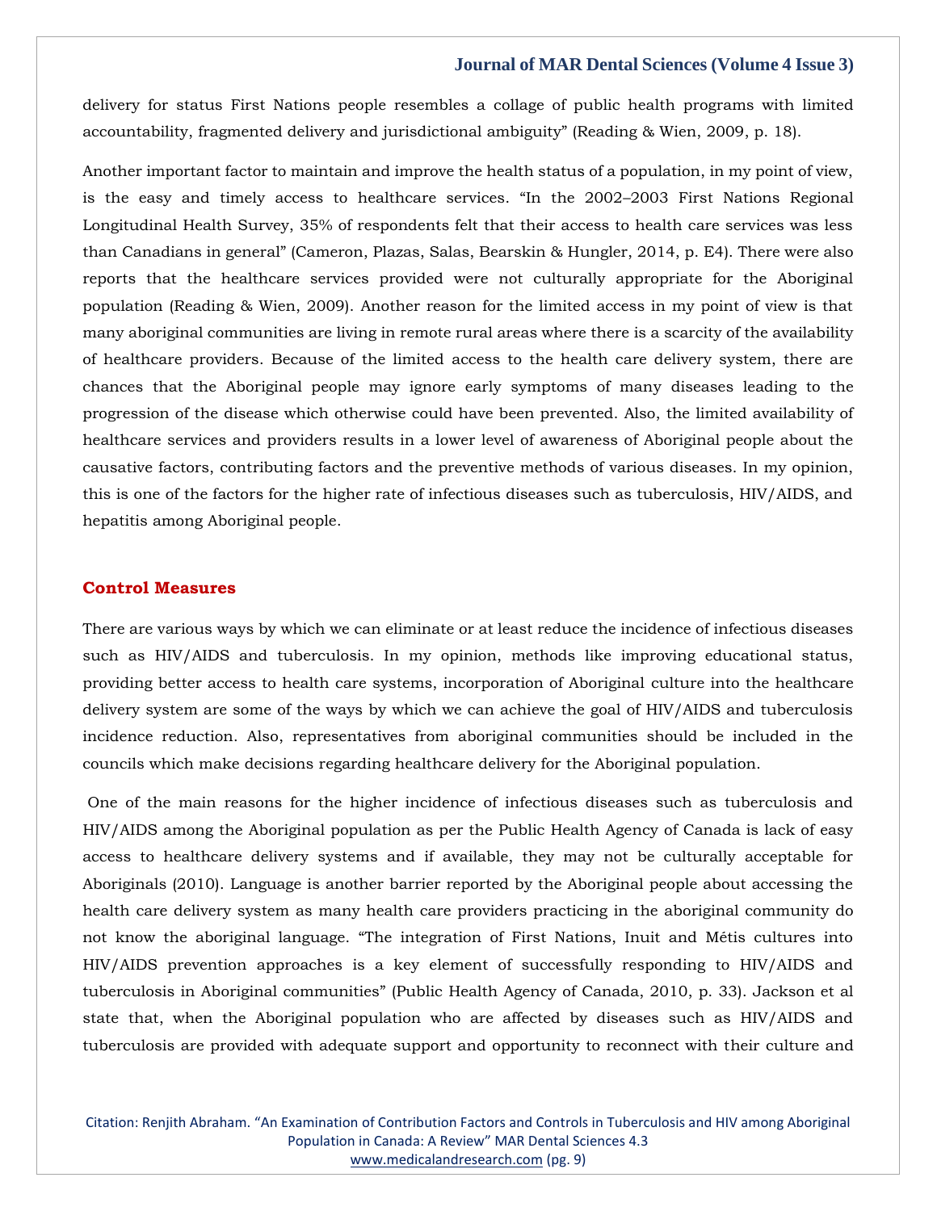delivery for status First Nations people resembles a collage of public health programs with limited accountability, fragmented delivery and jurisdictional ambiguity" (Reading & Wien, 2009, p. 18).

Another important factor to maintain and improve the health status of a population, in my point of view, is the easy and timely access to healthcare services. "In the 2002–2003 First Nations Regional Longitudinal Health Survey, 35% of respondents felt that their access to health care services was less than Canadians in general" (Cameron, Plazas, Salas, Bearskin & Hungler, 2014, p. E4). There were also reports that the healthcare services provided were not culturally appropriate for the Aboriginal population (Reading & Wien, 2009). Another reason for the limited access in my point of view is that many aboriginal communities are living in remote rural areas where there is a scarcity of the availability of healthcare providers. Because of the limited access to the health care delivery system, there are chances that the Aboriginal people may ignore early symptoms of many diseases leading to the progression of the disease which otherwise could have been prevented. Also, the limited availability of healthcare services and providers results in a lower level of awareness of Aboriginal people about the causative factors, contributing factors and the preventive methods of various diseases. In my opinion, this is one of the factors for the higher rate of infectious diseases such as tuberculosis, HIV/AIDS, and hepatitis among Aboriginal people.

## Control Measures

There are various ways by which we can eliminate or at least reduce the incidence of infectious diseases such as HIV/AIDS and tuberculosis. In my opinion, methods like improving educational status, providing better access to health care systems, incorporation of Aboriginal culture into the healthcare delivery system are some of the ways by which we can achieve the goal of HIV/AIDS and tuberculosis incidence reduction. Also, representatives from aboriginal communities should be included in the councils which make decisions regarding healthcare delivery for the Aboriginal population.

One of the main reasons for the higher incidence of infectious diseases such as tuberculosis and HIV/AIDS among the Aboriginal population as per the Public Health Agency of Canada is lack of easy access to healthcare delivery systems and if available, they may not be culturally acceptable for Aboriginals (2010). Language is another barrier reported by the Aboriginal people about accessing the health care delivery system as many health care providers practicing in the aboriginal community do not know the aboriginal language. "The integration of First Nations, Inuit and Métis cultures into HIV/AIDS prevention approaches is a key element of successfully responding to HIV/AIDS and tuberculosis in Aboriginal communities" (Public Health Agency of Canada, 2010, p. 33). Jackson et al state that, when the Aboriginal population who are affected by diseases such as HIV/AIDS and tuberculosis are provided with adequate support and opportunity to reconnect with their culture and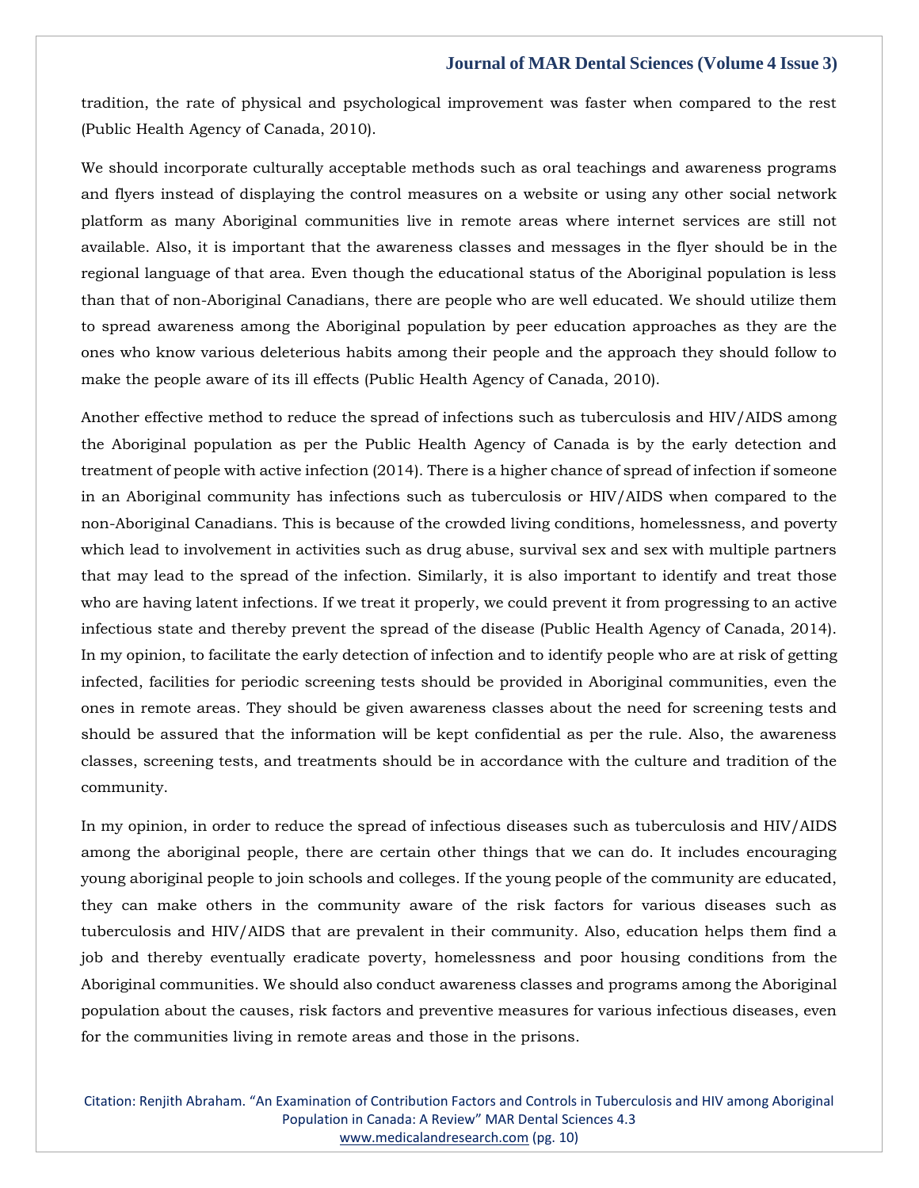tradition, the rate of physical and psychological improvement was faster when compared to the rest (Public Health Agency of Canada, 2010).

We should incorporate culturally acceptable methods such as oral teachings and awareness programs and flyers instead of displaying the control measures on a website or using any other social network platform as many Aboriginal communities live in remote areas where internet services are still not available. Also, it is important that the awareness classes and messages in the flyer should be in the regional language of that area. Even though the educational status of the Aboriginal population is less than that of non-Aboriginal Canadians, there are people who are well educated. We should utilize them to spread awareness among the Aboriginal population by peer education approaches as they are the ones who know various deleterious habits among their people and the approach they should follow to make the people aware of its ill effects (Public Health Agency of Canada, 2010).

Another effective method to reduce the spread of infections such as tuberculosis and HIV/AIDS among the Aboriginal population as per the Public Health Agency of Canada is by the early detection and treatment of people with active infection (2014). There is a higher chance of spread of infection if someone in an Aboriginal community has infections such as tuberculosis or HIV/AIDS when compared to the non-Aboriginal Canadians. This is because of the crowded living conditions, homelessness, and poverty which lead to involvement in activities such as drug abuse, survival sex and sex with multiple partners that may lead to the spread of the infection. Similarly, it is also important to identify and treat those who are having latent infections. If we treat it properly, we could prevent it from progressing to an active infectious state and thereby prevent the spread of the disease (Public Health Agency of Canada, 2014). In my opinion, to facilitate the early detection of infection and to identify people who are at risk of getting infected, facilities for periodic screening tests should be provided in Aboriginal communities, even the ones in remote areas. They should be given awareness classes about the need for screening tests and should be assured that the information will be kept confidential as per the rule. Also, the awareness classes, screening tests, and treatments should be in accordance with the culture and tradition of the community.

In my opinion, in order to reduce the spread of infectious diseases such as tuberculosis and HIV/AIDS among the aboriginal people, there are certain other things that we can do. It includes encouraging young aboriginal people to join schools and colleges. If the young people of the community are educated, they can make others in the community aware of the risk factors for various diseases such as tuberculosis and HIV/AIDS that are prevalent in their community. Also, education helps them find a job and thereby eventually eradicate poverty, homelessness and poor housing conditions from the Aboriginal communities. We should also conduct awareness classes and programs among the Aboriginal population about the causes, risk factors and preventive measures for various infectious diseases, even for the communities living in remote areas and those in the prisons.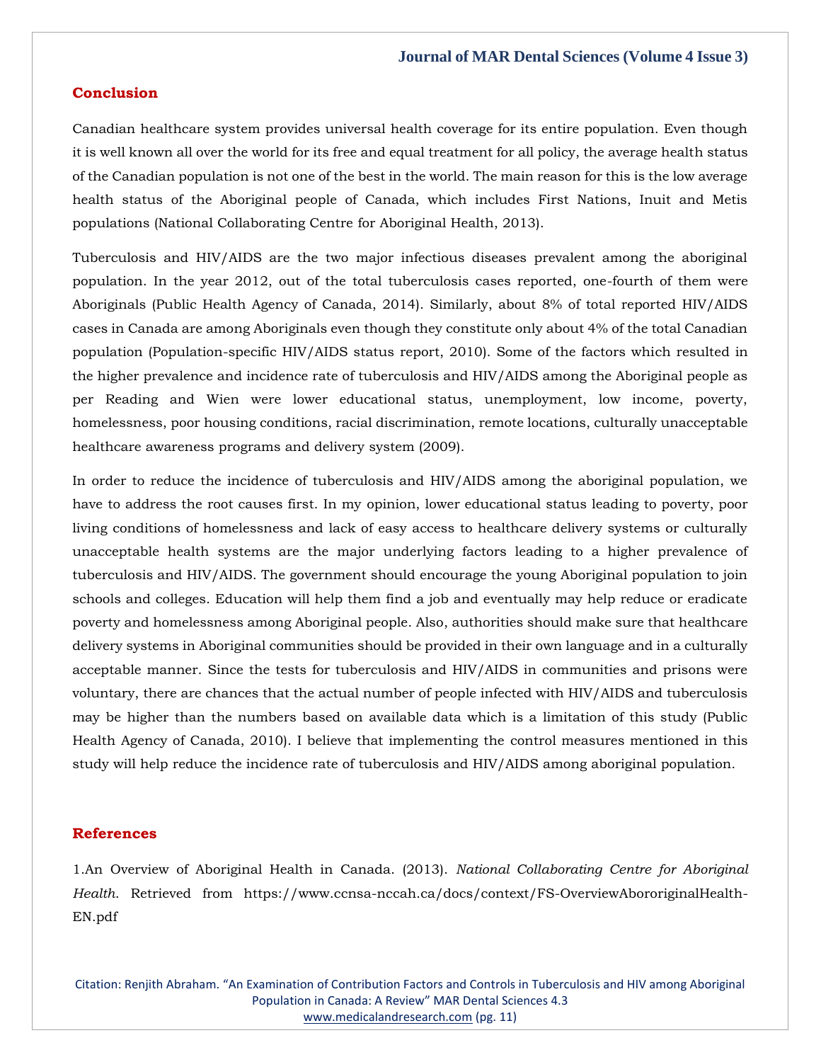## Conclusion

Canadian healthcare system provides universal health coverage for its entire population. Even though it is well known all over the world for its free and equal treatment for all policy, the average health status of the Canadian population is not one of the best in the world. The main reason for this is the low average health status of the Aboriginal people of Canada, which includes First Nations, Inuit and Metis populations (National Collaborating Centre for Aboriginal Health, 2013).

Tuberculosis and HIV/AIDS are the two major infectious diseases prevalent among the aboriginal population. In the year 2012, out of the total tuberculosis cases reported, one-fourth of them were Aboriginals (Public Health Agency of Canada, 2014). Similarly, about 8% of total reported HIV/AIDS cases in Canada are among Aboriginals even though they constitute only about 4% of the total Canadian population (Population-specific HIV/AIDS status report, 2010). Some of the factors which resulted in the higher prevalence and incidence rate of tuberculosis and HIV/AIDS among the Aboriginal people as per Reading and Wien were lower educational status, unemployment, low income, poverty, homelessness, poor housing conditions, racial discrimination, remote locations, culturally unacceptable healthcare awareness programs and delivery system (2009).

In order to reduce the incidence of tuberculosis and HIV/AIDS among the aboriginal population, we have to address the root causes first. In my opinion, lower educational status leading to poverty, poor living conditions of homelessness and lack of easy access to healthcare delivery systems or culturally unacceptable health systems are the major underlying factors leading to a higher prevalence of tuberculosis and HIV/AIDS. The government should encourage the young Aboriginal population to join schools and colleges. Education will help them find a job and eventually may help reduce or eradicate poverty and homelessness among Aboriginal people. Also, authorities should make sure that healthcare delivery systems in Aboriginal communities should be provided in their own language and in a culturally acceptable manner. Since the tests for tuberculosis and HIV/AIDS in communities and prisons were voluntary, there are chances that the actual number of people infected with HIV/AIDS and tuberculosis may be higher than the numbers based on available data which is a limitation of this study (Public Health Agency of Canada, 2010). I believe that implementing the control measures mentioned in this study will help reduce the incidence rate of tuberculosis and HIV/AIDS among aboriginal population.

## References

1.An Overview of Aboriginal Health in Canada. (2013). *National Collaborating Centre for Aboriginal Health.* Retrieved from https://www.ccnsa-nccah.ca/docs/context/FS-OverviewAbororiginalHealth-EN.pdf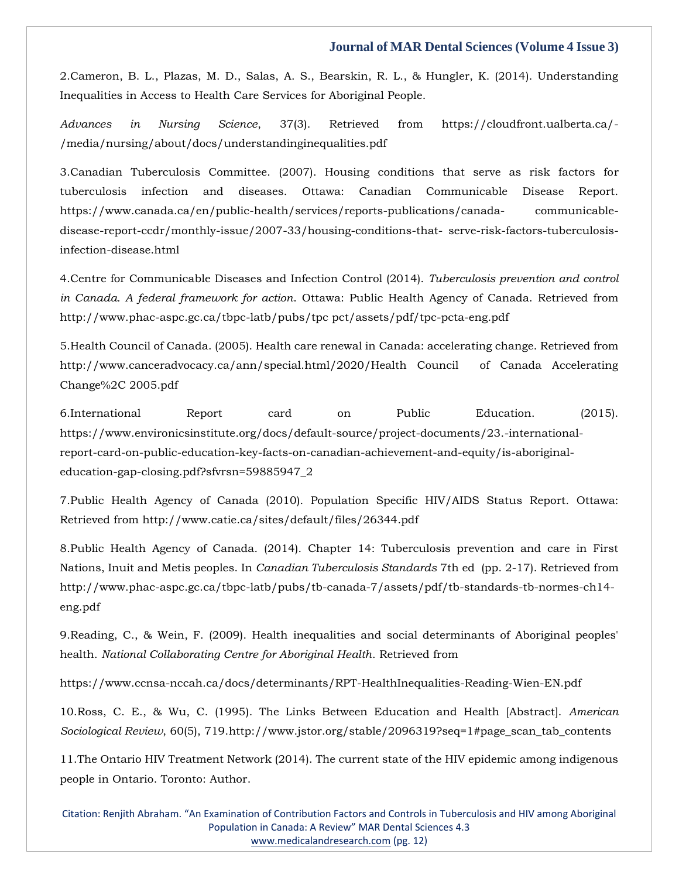2.Cameron, B. L., Plazas, M. D., Salas, A. S., Bearskin, R. L., & Hungler, K. (2014). Understanding Inequalities in Access to Health Care Services for Aboriginal People.

*Advances in Nursing Science*, 37(3). Retrieved from https://cloudfront.ualberta.ca/-/media/nursing/about/docs/understandinginequalities.pdf

3.Canadian Tuberculosis Committee. (2007). Housing conditions that serve as risk factors for tuberculosis infection and diseases. Ottawa: Canadian Communicable Disease Report. https://www.canada.ca/en/public-health/services/reports-publications/canada- communicable-disease-report-ccdr/monthly-issue/2007-33/housing-conditions-that- serve-risk-factors-tuberculosis-infection-disease.html

4.Centre for Communicable Diseases and Infection Control (2014). *Tuberculosis prevention and control in Canada. A federal framework for action.* Ottawa: Public Health Agency of Canada. Retrieved from http://www.phac-aspc.gc.ca/tbpc-latb/pubs/tpc pct/assets/pdf/tpc-pcta-eng.pdf

5.Health Council of Canada. (2005). Health care renewal in Canada: accelerating change. Retrieved from http://www.canceradvocacy.ca/ann/special.html/2020/Health Council of Canada Accelerating Change%2C 2005.pdf

6.International Report card on Public Education. (2015). https://www.environicsinstitute.org/docs/default-source/project-documents/23.-international-report-card-on-public-education-key-facts-on-canadian-achievement-and-equity/is-aboriginal-education-gap-closing.pdf?sfvrsn=59885947_2

7.Public Health Agency of Canada (2010). Population Specific HIV/AIDS Status Report. Ottawa: Retrieved from http://www.catie.ca/sites/default/files/26344.pdf

8.Public Health Agency of Canada. (2014). Chapter 14: Tuberculosis prevention and care in First Nations, Inuit and Metis peoples. In *Canadian Tuberculosis Standards* 7th ed (pp. 2-17). Retrieved from http://www.phac-aspc.gc.ca/tbpc-latb/pubs/tb-canada-7/assets/pdf/tb-standards-tb-normes-ch14-eng.pdf

9.Reading, C., & Wein, F. (2009). Health inequalities and social determinants of Aboriginal peoples' health. *National Collaborating Centre for Aboriginal Health*. Retrieved from

https://www.ccnsa-nccah.ca/docs/determinants/RPT-HealthInequalities-Reading-Wien-EN.pdf

10.Ross, C. E., & Wu, C. (1995). The Links Between Education and Health [Abstract]. *American Sociological Review*, 60(5), 719.http://www.jstor.org/stable/2096319?seq=1#page_scan_tab_contents

11.The Ontario HIV Treatment Network (2014). The current state of the HIV epidemic among indigenous people in Ontario. Toronto: Author.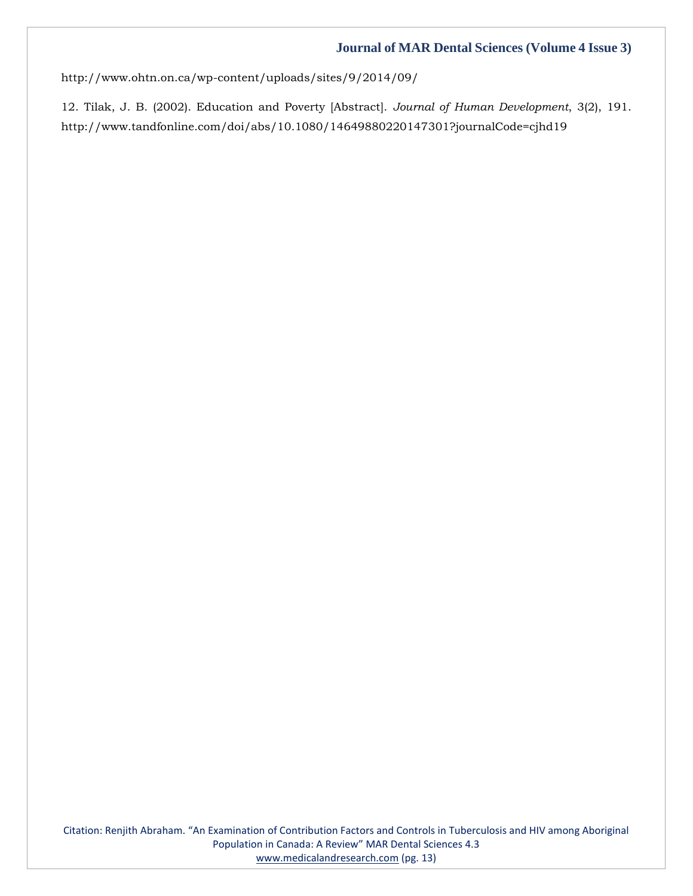http://www.ohtn.on.ca/wp-content/uploads/sites/9/2014/09/

12. Tilak, J. B. (2002). Education and Poverty [Abstract]. *Journal of Human Development*, 3(2), 191. http://www.tandfonline.com/doi/abs/10.1080/14649880220147301?journalCode=cjhd19